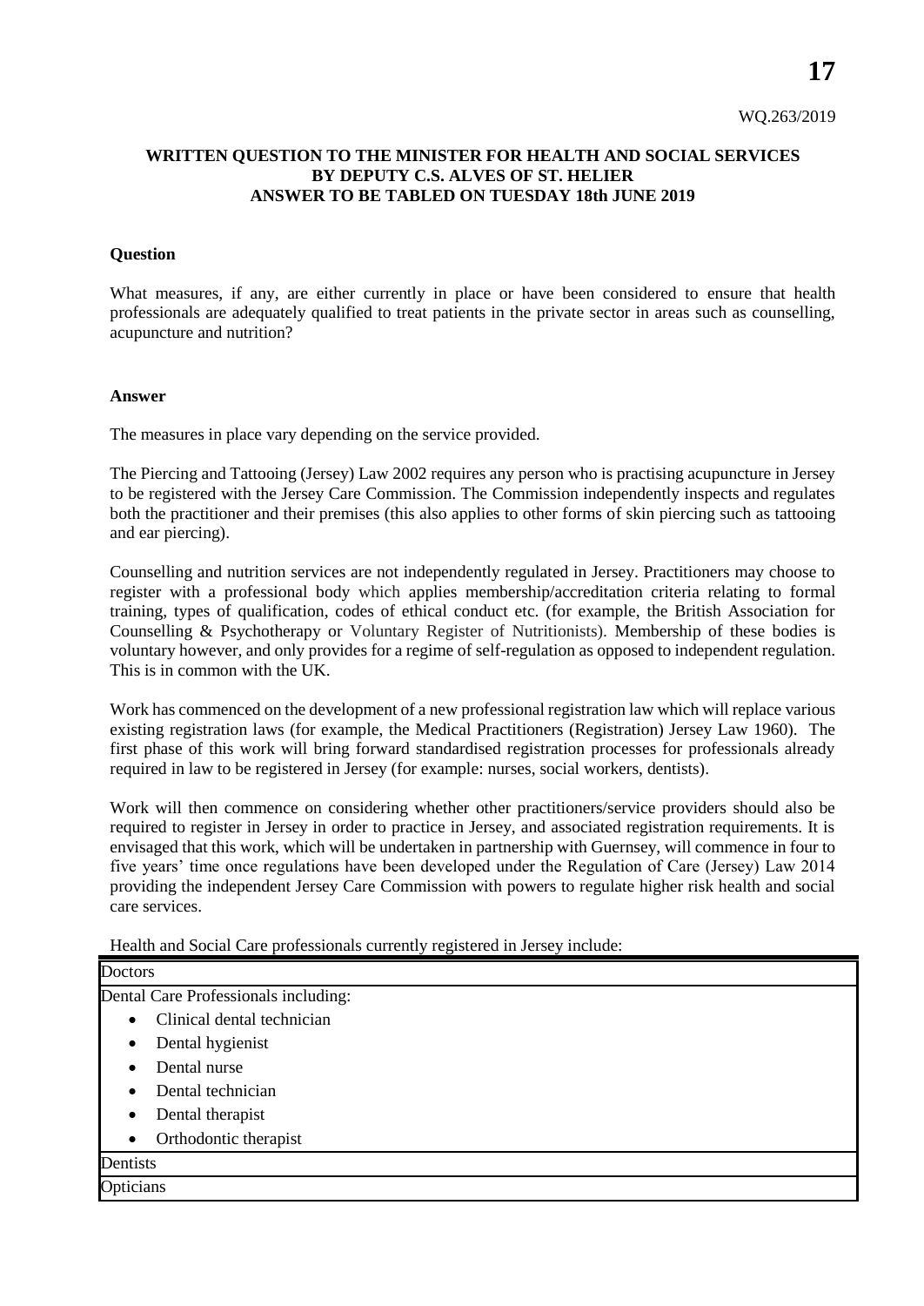WQ.263/2019

**WRITTEN QUESTION TO THE MINISTER FOR HEALTH AND SOCIAL SERVICES BY DEPUTY C.S. ALVES OF ST. HELIER ANSWER TO BE TABLED ON TUESDAY 18th JUNE 2019**

**Question**

What measures, if any, are either currently in place or have been considered to ensure that health professionals are adequately qualified to treat patients in the private sector in areas such as counselling, acupuncture and nutrition?

**Answer**

The measures in place vary depending on the service provided.

The Piercing and Tattooing (Jersey) Law 2002 requires any person who is practising acupuncture in Jersey to be registered with the Jersey Care Commission. The Commission independently inspects and regulates both the practitioner and their premises (this also applies to other forms of skin piercing such as tattooing and ear piercing).

Counselling and nutrition services are not independently regulated in Jersey. Practitioners may choose to register with a professional body which applies membership/accreditation criteria relating to formal training, types of qualification, codes of ethical conduct etc. (for example, the British Association for Counselling & Psychotherapy or Voluntary Register of Nutritionists). Membership of these bodies is voluntary however, and only provides for a regime of self-regulation as opposed to independent regulation. This is in common with the UK.

Work has commenced on the development of a new professional registration law which will replace various existing registration laws (for example, the Medical Practitioners (Registration) Jersey Law 1960). The first phase of this work will bring forward standardised registration processes for professionals already required in law to be registered in Jersey (for example: nurses, social workers, dentists).

Work will then commence on considering whether other practitioners/service providers should also be required to register in Jersey in order to practice in Jersey, and associated registration requirements. It is envisaged that this work, which will be undertaken in partnership with Guernsey, will commence in four to five years' time once regulations have been developed under the Regulation of Care (Jersey) Law 2014 providing the independent Jersey Care Commission with powers to regulate higher risk health and social care services.

Health and Social Care professionals currently registered in Jersey include:

| Health and Social Care professionals |
|---|
| Doctors |
| Dental Care Professionals including:<br>• Clinical dental technician<br>• Dental hygienist<br>• Dental nurse<br>• Dental technician<br>• Dental therapist<br>• Orthodontic therapist |
| Dentists |
| Opticians |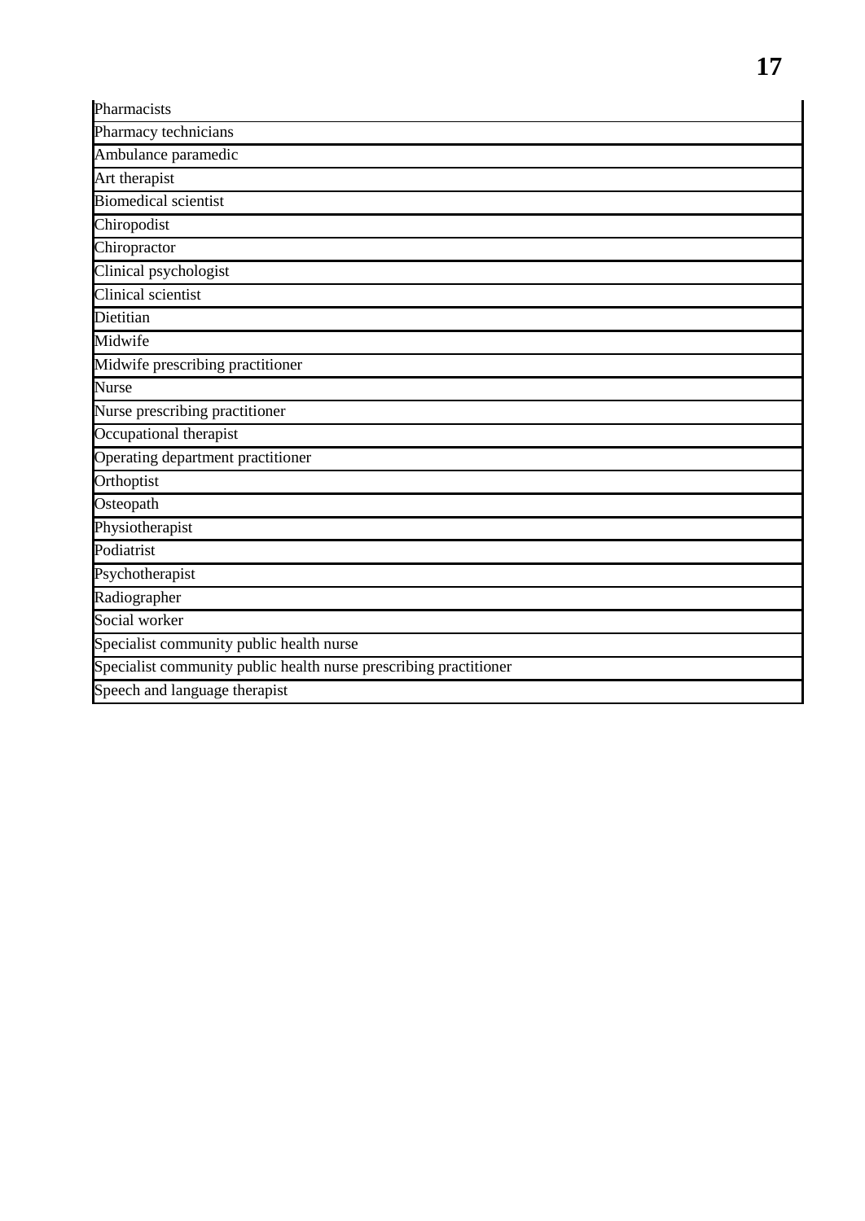| |
|---|
| Pharmacists |
| Pharmacy technicians |
| Ambulance paramedic |
| Art therapist |
| Biomedical scientist |
| Chiropodist |
| Chiropractor |
| Clinical psychologist |
| Clinical scientist |
| Dietitian |
| Midwife |
| Midwife prescribing practitioner |
| Nurse |
| Nurse prescribing practitioner |
| Occupational therapist |
| Operating department practitioner |
| Orthoptist |
| Osteopath |
| Physiotherapist |
| Podiatrist |
| Psychotherapist |
| Radiographer |
| Social worker |
| Specialist community public health nurse |
| Specialist community public health nurse prescribing practitioner |
| Speech and language therapist |